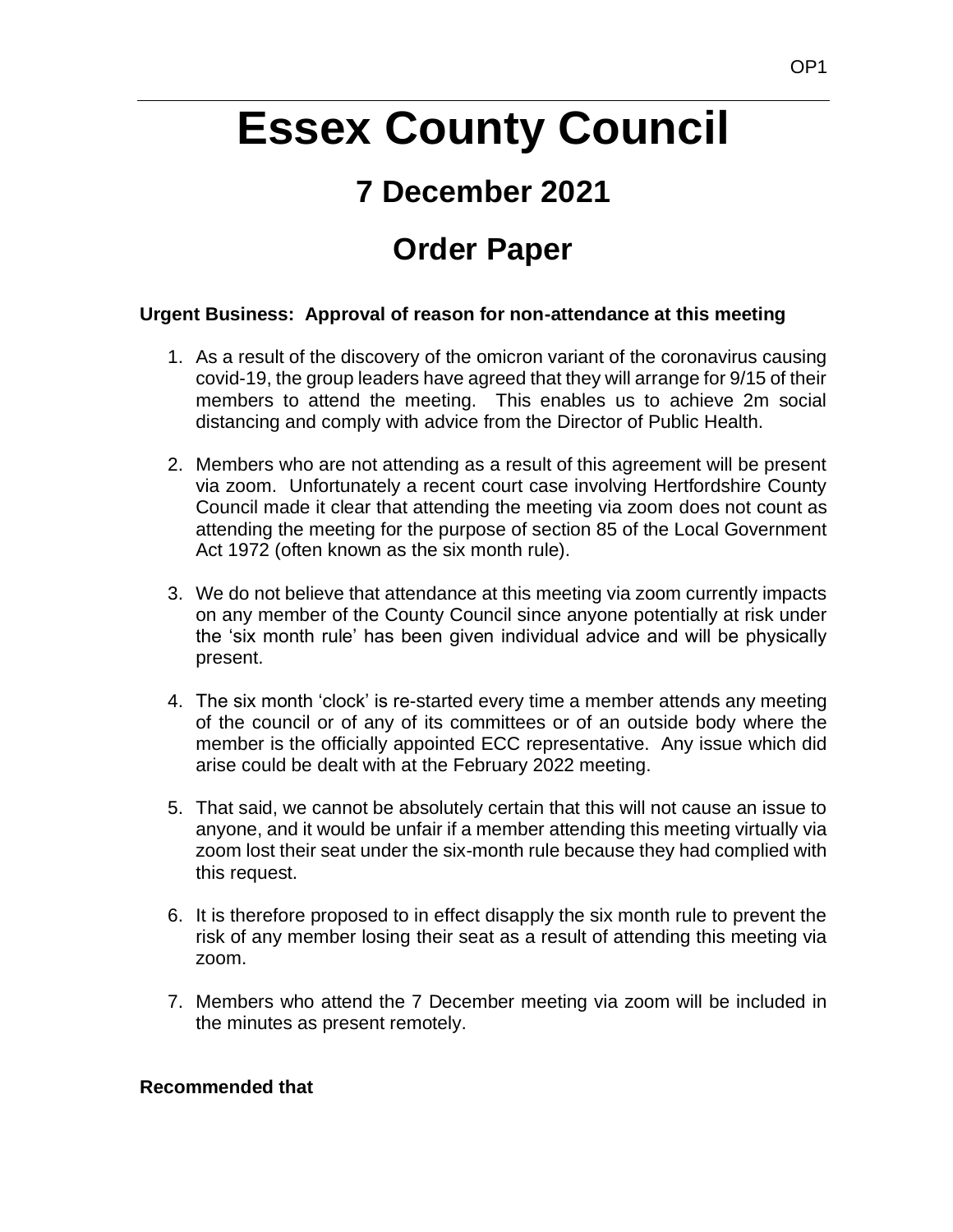# Essex County Council

## 7 December 2021

## Order Paper

**Urgent Business: Approval of reason for non-attendance at this meeting**

1. As a result of the discovery of the omicron variant of the coronavirus causing covid-19, the group leaders have agreed that they will arrange for 9/15 of their members to attend the meeting. This enables us to achieve 2m social distancing and comply with advice from the Director of Public Health.

2. Members who are not attending as a result of this agreement will be present via zoom. Unfortunately a recent court case involving Hertfordshire County Council made it clear that attending the meeting via zoom does not count as attending the meeting for the purpose of section 85 of the Local Government Act 1972 (often known as the six month rule).

3. We do not believe that attendance at this meeting via zoom currently impacts on any member of the County Council since anyone potentially at risk under the 'six month rule' has been given individual advice and will be physically present.

4. The six month 'clock' is re-started every time a member attends any meeting of the council or of any of its committees or of an outside body where the member is the officially appointed ECC representative. Any issue which did arise could be dealt with at the February 2022 meeting.

5. That said, we cannot be absolutely certain that this will not cause an issue to anyone, and it would be unfair if a member attending this meeting virtually via zoom lost their seat under the six-month rule because they had complied with this request.

6. It is therefore proposed to in effect disapply the six month rule to prevent the risk of any member losing their seat as a result of attending this meeting via zoom.

7. Members who attend the 7 December meeting via zoom will be included in the minutes as present remotely.

**Recommended that**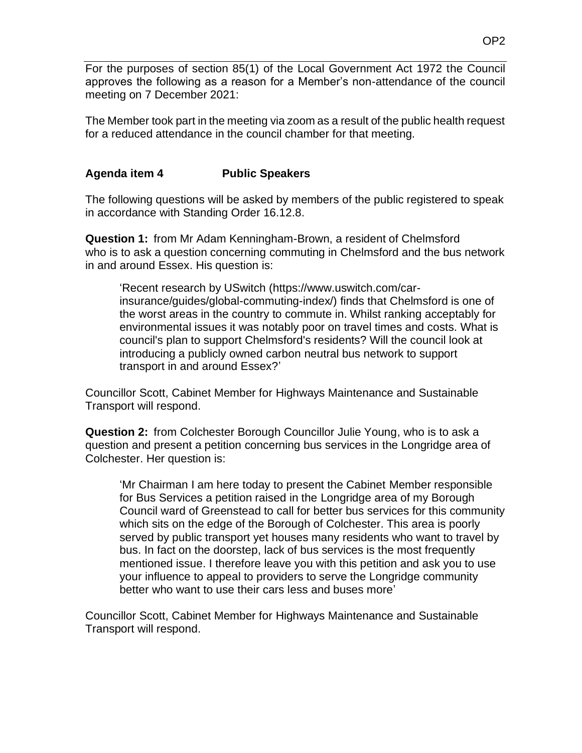For the purposes of section 85(1) of the Local Government Act 1972 the Council approves the following as a reason for a Member's non-attendance of the council meeting on 7 December 2021:

The Member took part in the meeting via zoom as a result of the public health request for a reduced attendance in the council chamber for that meeting.

## Agenda item 4 Public Speakers

The following questions will be asked by members of the public registered to speak in accordance with Standing Order 16.12.8.

**Question 1:** from Mr Adam Kenningham-Brown, a resident of Chelmsford who is to ask a question concerning commuting in Chelmsford and the bus network in and around Essex. His question is:

> 'Recent research by USwitch (https://www.uswitch.com/car-insurance/guides/global-commuting-index/) finds that Chelmsford is one of the worst areas in the country to commute in. Whilst ranking acceptably for environmental issues it was notably poor on travel times and costs. What is council's plan to support Chelmsford's residents? Will the council look at introducing a publicly owned carbon neutral bus network to support transport in and around Essex?'

Councillor Scott, Cabinet Member for Highways Maintenance and Sustainable Transport will respond.

**Question 2:** from Colchester Borough Councillor Julie Young, who is to ask a question and present a petition concerning bus services in the Longridge area of Colchester. Her question is:

> 'Mr Chairman I am here today to present the Cabinet Member responsible for Bus Services a petition raised in the Longridge area of my Borough Council ward of Greenstead to call for better bus services for this community which sits on the edge of the Borough of Colchester. This area is poorly served by public transport yet houses many residents who want to travel by bus. In fact on the doorstep, lack of bus services is the most frequently mentioned issue. I therefore leave you with this petition and ask you to use your influence to appeal to providers to serve the Longridge community better who want to use their cars less and buses more'

Councillor Scott, Cabinet Member for Highways Maintenance and Sustainable Transport will respond.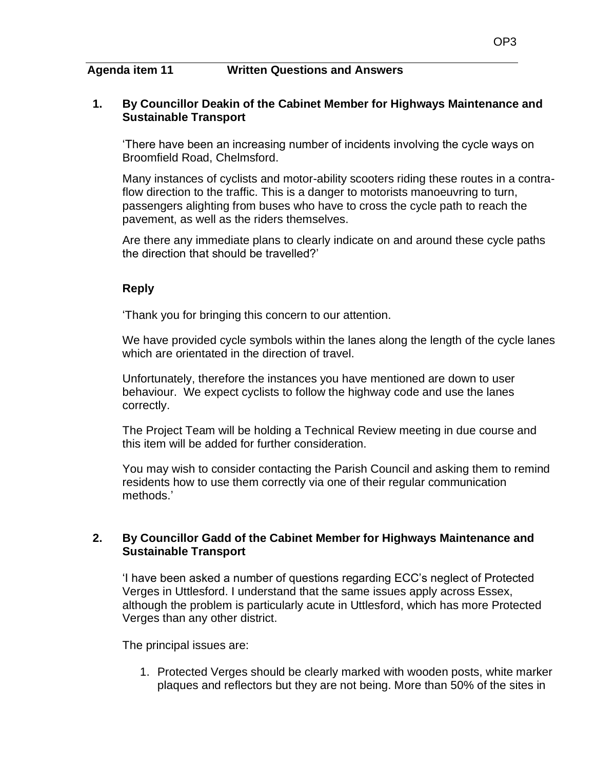**Agenda item 11 Written Questions and Answers**

**1. By Councillor Deakin of the Cabinet Member for Highways Maintenance and Sustainable Transport**

'There have been an increasing number of incidents involving the cycle ways on Broomfield Road, Chelmsford.

Many instances of cyclists and motor-ability scooters riding these routes in a contra-flow direction to the traffic. This is a danger to motorists manoeuvring to turn, passengers alighting from buses who have to cross the cycle path to reach the pavement, as well as the riders themselves.

Are there any immediate plans to clearly indicate on and around these cycle paths the direction that should be travelled?'

**Reply**

'Thank you for bringing this concern to our attention.

We have provided cycle symbols within the lanes along the length of the cycle lanes which are orientated in the direction of travel.

Unfortunately, therefore the instances you have mentioned are down to user behaviour. We expect cyclists to follow the highway code and use the lanes correctly.

The Project Team will be holding a Technical Review meeting in due course and this item will be added for further consideration.

You may wish to consider contacting the Parish Council and asking them to remind residents how to use them correctly via one of their regular communication methods.'

**2. By Councillor Gadd of the Cabinet Member for Highways Maintenance and Sustainable Transport**

'I have been asked a number of questions regarding ECC's neglect of Protected Verges in Uttlesford. I understand that the same issues apply across Essex, although the problem is particularly acute in Uttlesford, which has more Protected Verges than any other district.

The principal issues are:

1. Protected Verges should be clearly marked with wooden posts, white marker plaques and reflectors but they are not being. More than 50% of the sites in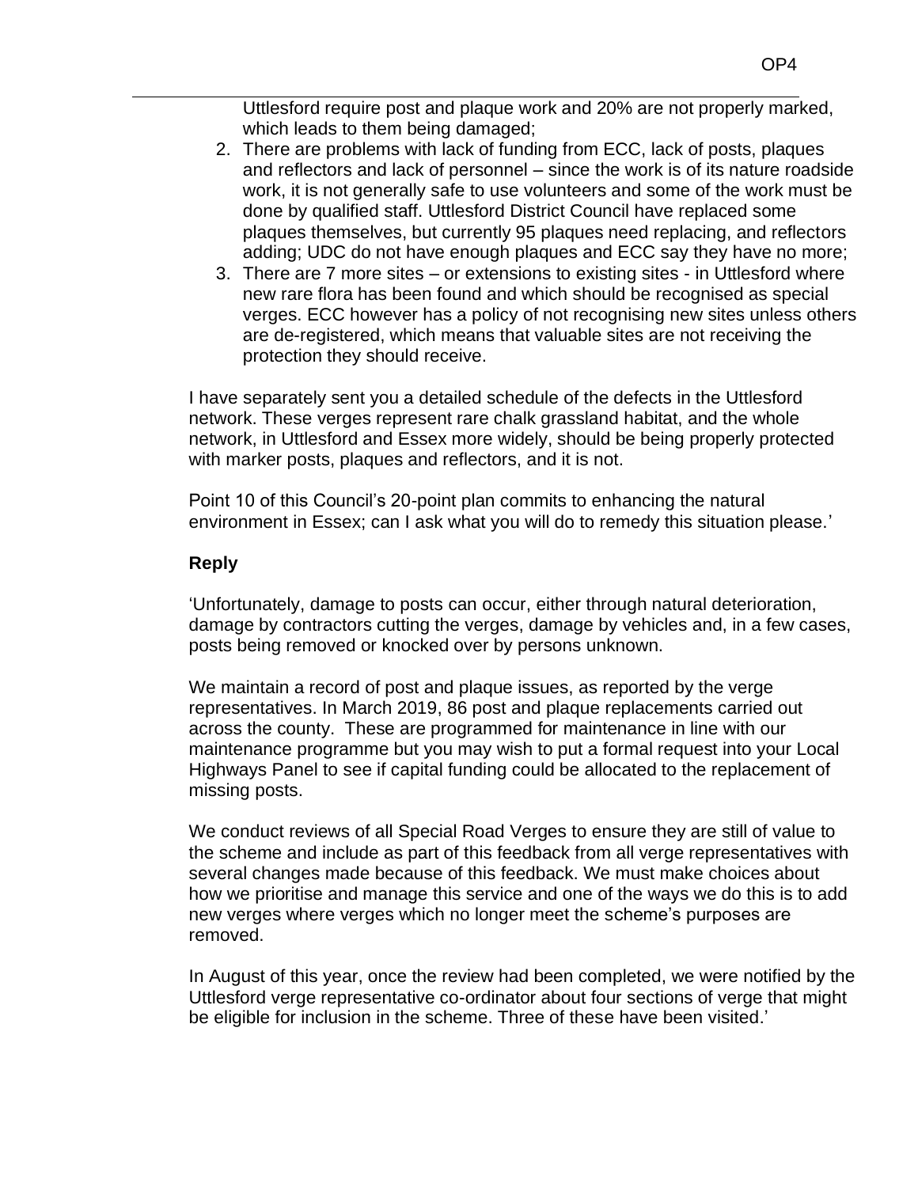Uttlesford require post and plaque work and 20% are not properly marked, which leads to them being damaged;

2. There are problems with lack of funding from ECC, lack of posts, plaques and reflectors and lack of personnel – since the work is of its nature roadside work, it is not generally safe to use volunteers and some of the work must be done by qualified staff. Uttlesford District Council have replaced some plaques themselves, but currently 95 plaques need replacing, and reflectors adding; UDC do not have enough plaques and ECC say they have no more;
3. There are 7 more sites – or extensions to existing sites - in Uttlesford where new rare flora has been found and which should be recognised as special verges. ECC however has a policy of not recognising new sites unless others are de-registered, which means that valuable sites are not receiving the protection they should receive.

I have separately sent you a detailed schedule of the defects in the Uttlesford network. These verges represent rare chalk grassland habitat, and the whole network, in Uttlesford and Essex more widely, should be being properly protected with marker posts, plaques and reflectors, and it is not.

Point 10 of this Council's 20-point plan commits to enhancing the natural environment in Essex; can I ask what you will do to remedy this situation please.'

**Reply**

'Unfortunately, damage to posts can occur, either through natural deterioration, damage by contractors cutting the verges, damage by vehicles and, in a few cases, posts being removed or knocked over by persons unknown.

We maintain a record of post and plaque issues, as reported by the verge representatives. In March 2019, 86 post and plaque replacements carried out across the county. These are programmed for maintenance in line with our maintenance programme but you may wish to put a formal request into your Local Highways Panel to see if capital funding could be allocated to the replacement of missing posts.

We conduct reviews of all Special Road Verges to ensure they are still of value to the scheme and include as part of this feedback from all verge representatives with several changes made because of this feedback. We must make choices about how we prioritise and manage this service and one of the ways we do this is to add new verges where verges which no longer meet the scheme's purposes are removed.

In August of this year, once the review had been completed, we were notified by the Uttlesford verge representative co-ordinator about four sections of verge that might be eligible for inclusion in the scheme. Three of these have been visited.'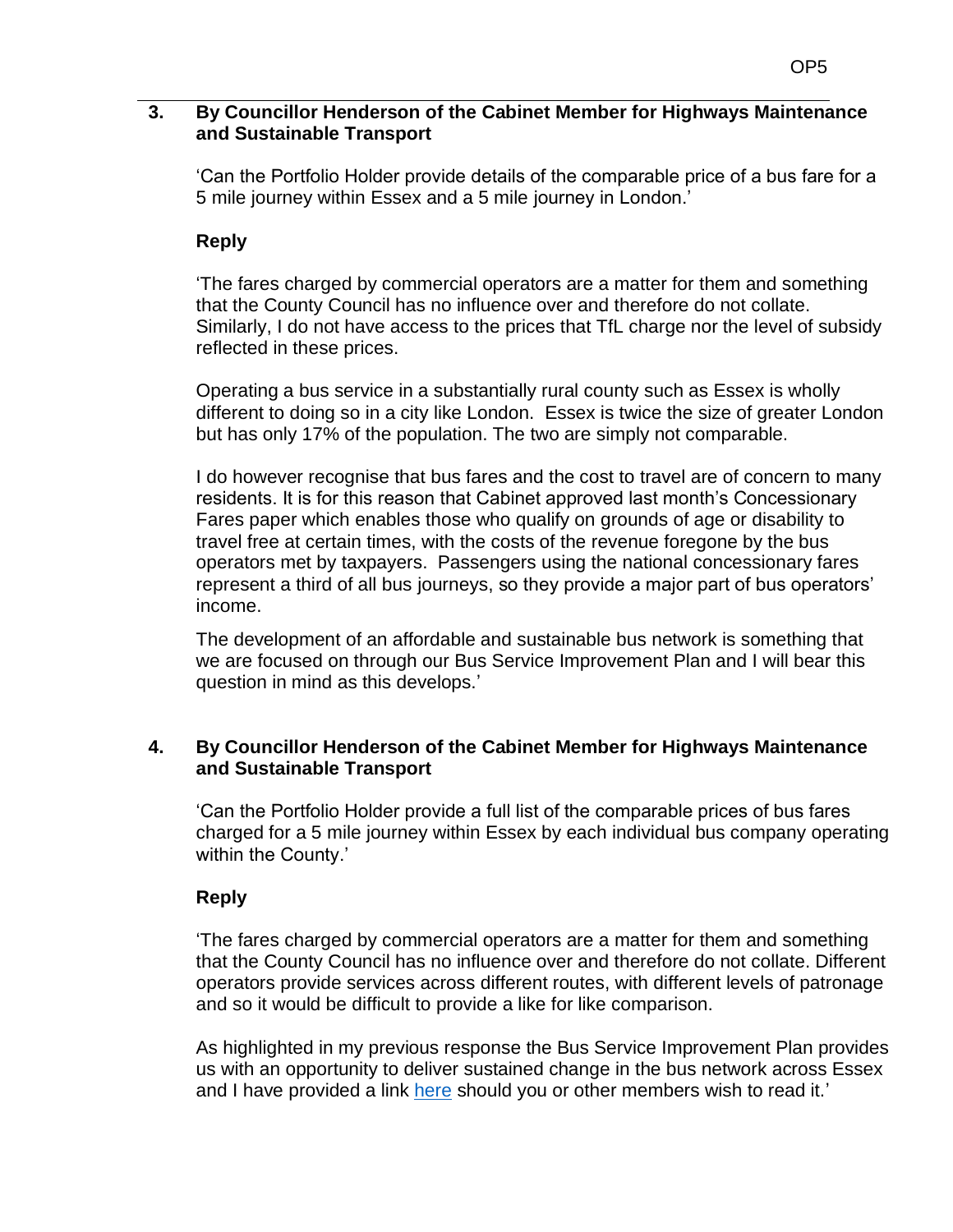**3. By Councillor Henderson of the Cabinet Member for Highways Maintenance and Sustainable Transport**

'Can the Portfolio Holder provide details of the comparable price of a bus fare for a 5 mile journey within Essex and a 5 mile journey in London.'

**Reply**

'The fares charged by commercial operators are a matter for them and something that the County Council has no influence over and therefore do not collate. Similarly, I do not have access to the prices that TfL charge nor the level of subsidy reflected in these prices.

Operating a bus service in a substantially rural county such as Essex is wholly different to doing so in a city like London. Essex is twice the size of greater London but has only 17% of the population. The two are simply not comparable.

I do however recognise that bus fares and the cost to travel are of concern to many residents. It is for this reason that Cabinet approved last month's Concessionary Fares paper which enables those who qualify on grounds of age or disability to travel free at certain times, with the costs of the revenue foregone by the bus operators met by taxpayers. Passengers using the national concessionary fares represent a third of all bus journeys, so they provide a major part of bus operators' income.

The development of an affordable and sustainable bus network is something that we are focused on through our Bus Service Improvement Plan and I will bear this question in mind as this develops.'

**4. By Councillor Henderson of the Cabinet Member for Highways Maintenance and Sustainable Transport**

'Can the Portfolio Holder provide a full list of the comparable prices of bus fares charged for a 5 mile journey within Essex by each individual bus company operating within the County.'

**Reply**

'The fares charged by commercial operators are a matter for them and something that the County Council has no influence over and therefore do not collate. Different operators provide services across different routes, with different levels of patronage and so it would be difficult to provide a like for like comparison.

As highlighted in my previous response the Bus Service Improvement Plan provides us with an opportunity to deliver sustained change in the bus network across Essex and I have provided a link here should you or other members wish to read it.'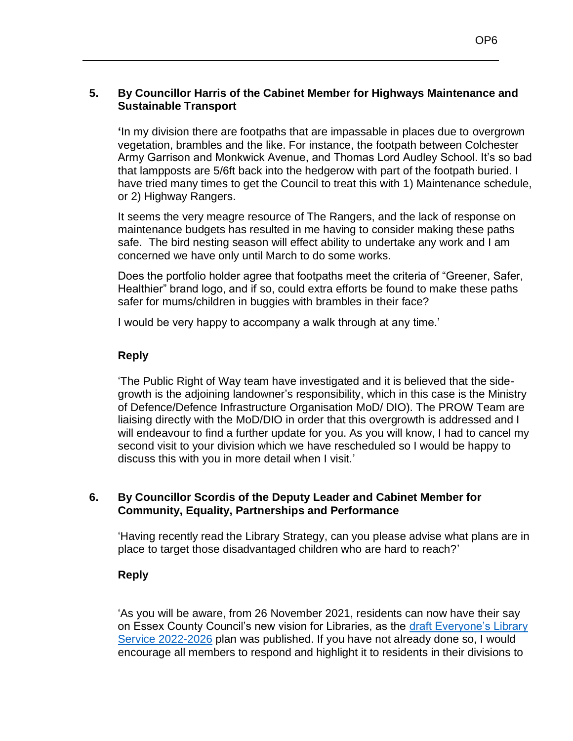**5. By Councillor Harris of the Cabinet Member for Highways Maintenance and Sustainable Transport**

'In my division there are footpaths that are impassable in places due to overgrown vegetation, brambles and the like. For instance, the footpath between Colchester Army Garrison and Monkwick Avenue, and Thomas Lord Audley School. It's so bad that lampposts are 5/6ft back into the hedgerow with part of the footpath buried. I have tried many times to get the Council to treat this with 1) Maintenance schedule, or 2) Highway Rangers.

It seems the very meagre resource of The Rangers, and the lack of response on maintenance budgets has resulted in me having to consider making these paths safe. The bird nesting season will effect ability to undertake any work and I am concerned we have only until March to do some works.

Does the portfolio holder agree that footpaths meet the criteria of "Greener, Safer, Healthier" brand logo, and if so, could extra efforts be found to make these paths safer for mums/children in buggies with brambles in their face?

I would be very happy to accompany a walk through at any time.'

**Reply**

'The Public Right of Way team have investigated and it is believed that the side-growth is the adjoining landowner's responsibility, which in this case is the Ministry of Defence/Defence Infrastructure Organisation MoD/ DIO). The PROW Team are liaising directly with the MoD/DIO in order that this overgrowth is addressed and I will endeavour to find a further update for you. As you will know, I had to cancel my second visit to your division which we have rescheduled so I would be happy to discuss this with you in more detail when I visit.'

**6. By Councillor Scordis of the Deputy Leader and Cabinet Member for Community, Equality, Partnerships and Performance**

'Having recently read the Library Strategy, can you please advise what plans are in place to target those disadvantaged children who are hard to reach?'

**Reply**

'As you will be aware, from 26 November 2021, residents can now have their say on Essex County Council's new vision for Libraries, as the draft Everyone's Library Service 2022-2026 plan was published. If you have not already done so, I would encourage all members to respond and highlight it to residents in their divisions to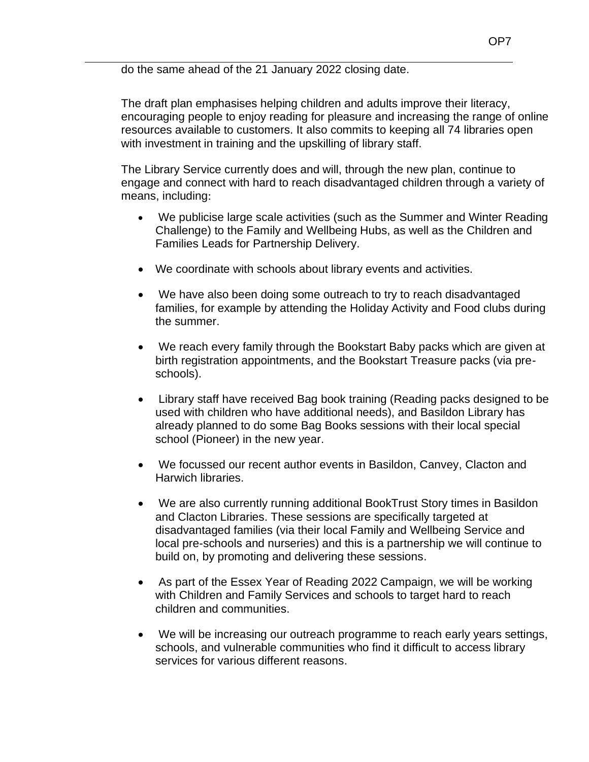do the same ahead of the 21 January 2022 closing date.

The draft plan emphasises helping children and adults improve their literacy, encouraging people to enjoy reading for pleasure and increasing the range of online resources available to customers. It also commits to keeping all 74 libraries open with investment in training and the upskilling of library staff.

The Library Service currently does and will, through the new plan, continue to engage and connect with hard to reach disadvantaged children through a variety of means, including:

- We publicise large scale activities (such as the Summer and Winter Reading Challenge) to the Family and Wellbeing Hubs, as well as the Children and Families Leads for Partnership Delivery.
- We coordinate with schools about library events and activities.
- We have also been doing some outreach to try to reach disadvantaged families, for example by attending the Holiday Activity and Food clubs during the summer.
- We reach every family through the Bookstart Baby packs which are given at birth registration appointments, and the Bookstart Treasure packs (via pre-schools).
- Library staff have received Bag book training (Reading packs designed to be used with children who have additional needs), and Basildon Library has already planned to do some Bag Books sessions with their local special school (Pioneer) in the new year.
- We focussed our recent author events in Basildon, Canvey, Clacton and Harwich libraries.
- We are also currently running additional BookTrust Story times in Basildon and Clacton Libraries. These sessions are specifically targeted at disadvantaged families (via their local Family and Wellbeing Service and local pre-schools and nurseries) and this is a partnership we will continue to build on, by promoting and delivering these sessions.
- As part of the Essex Year of Reading 2022 Campaign, we will be working with Children and Family Services and schools to target hard to reach children and communities.
- We will be increasing our outreach programme to reach early years settings, schools, and vulnerable communities who find it difficult to access library services for various different reasons.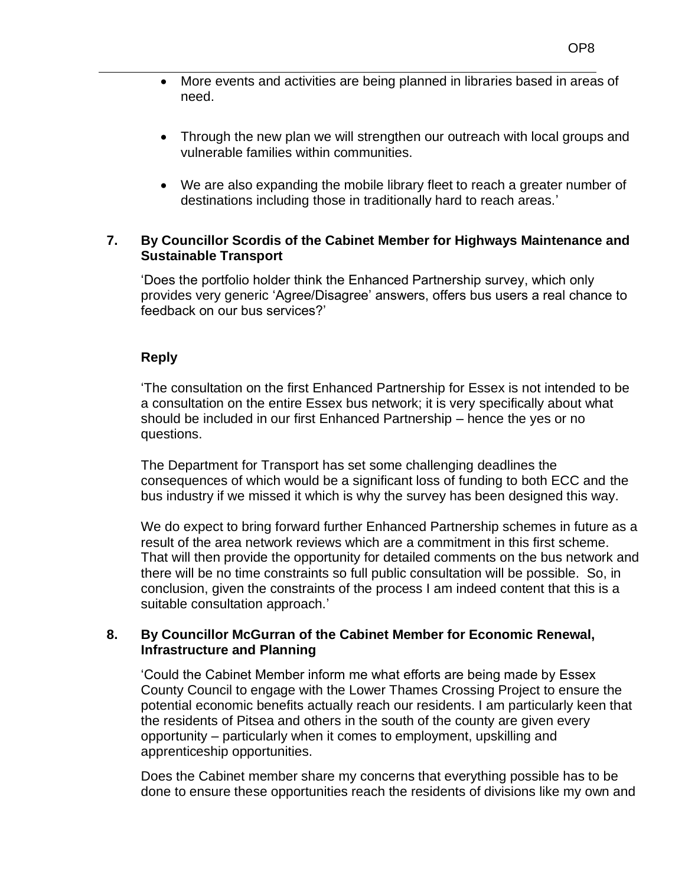- More events and activities are being planned in libraries based in areas of need.

- Through the new plan we will strengthen our outreach with local groups and vulnerable families within communities.

- We are also expanding the mobile library fleet to reach a greater number of destinations including those in traditionally hard to reach areas.'

**7. By Councillor Scordis of the Cabinet Member for Highways Maintenance and Sustainable Transport**

'Does the portfolio holder think the Enhanced Partnership survey, which only provides very generic 'Agree/Disagree' answers, offers bus users a real chance to feedback on our bus services?'

**Reply**

'The consultation on the first Enhanced Partnership for Essex is not intended to be a consultation on the entire Essex bus network; it is very specifically about what should be included in our first Enhanced Partnership – hence the yes or no questions.

The Department for Transport has set some challenging deadlines the consequences of which would be a significant loss of funding to both ECC and the bus industry if we missed it which is why the survey has been designed this way.

We do expect to bring forward further Enhanced Partnership schemes in future as a result of the area network reviews which are a commitment in this first scheme. That will then provide the opportunity for detailed comments on the bus network and there will be no time constraints so full public consultation will be possible. So, in conclusion, given the constraints of the process I am indeed content that this is a suitable consultation approach.'

**8. By Councillor McGurran of the Cabinet Member for Economic Renewal, Infrastructure and Planning**

'Could the Cabinet Member inform me what efforts are being made by Essex County Council to engage with the Lower Thames Crossing Project to ensure the potential economic benefits actually reach our residents. I am particularly keen that the residents of Pitsea and others in the south of the county are given every opportunity – particularly when it comes to employment, upskilling and apprenticeship opportunities.

Does the Cabinet member share my concerns that everything possible has to be done to ensure these opportunities reach the residents of divisions like my own and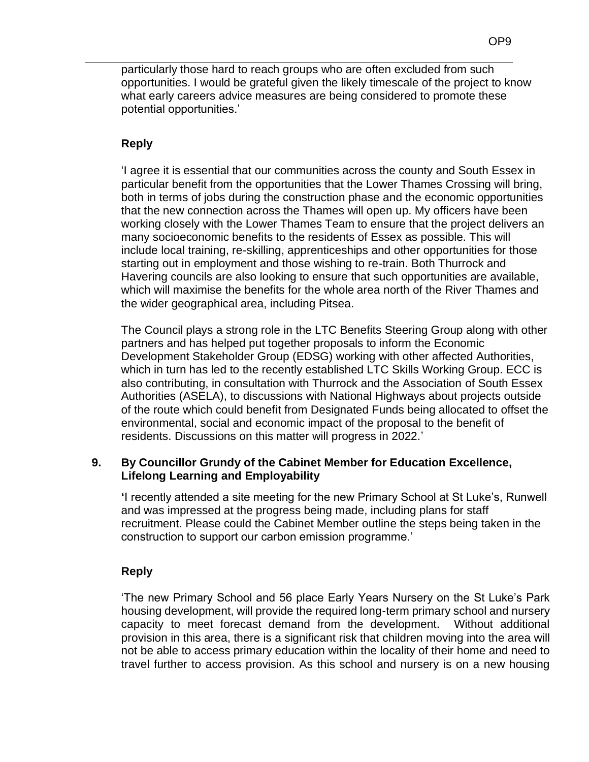particularly those hard to reach groups who are often excluded from such opportunities. I would be grateful given the likely timescale of the project to know what early careers advice measures are being considered to promote these potential opportunities.'

**Reply**

'I agree it is essential that our communities across the county and South Essex in particular benefit from the opportunities that the Lower Thames Crossing will bring, both in terms of jobs during the construction phase and the economic opportunities that the new connection across the Thames will open up. My officers have been working closely with the Lower Thames Team to ensure that the project delivers an many socioeconomic benefits to the residents of Essex as possible. This will include local training, re-skilling, apprenticeships and other opportunities for those starting out in employment and those wishing to re-train. Both Thurrock and Havering councils are also looking to ensure that such opportunities are available, which will maximise the benefits for the whole area north of the River Thames and the wider geographical area, including Pitsea.

The Council plays a strong role in the LTC Benefits Steering Group along with other partners and has helped put together proposals to inform the Economic Development Stakeholder Group (EDSG) working with other affected Authorities, which in turn has led to the recently established LTC Skills Working Group. ECC is also contributing, in consultation with Thurrock and the Association of South Essex Authorities (ASELA), to discussions with National Highways about projects outside of the route which could benefit from Designated Funds being allocated to offset the environmental, social and economic impact of the proposal to the benefit of residents. Discussions on this matter will progress in 2022.'

**9. By Councillor Grundy of the Cabinet Member for Education Excellence, Lifelong Learning and Employability**

'I recently attended a site meeting for the new Primary School at St Luke's, Runwell and was impressed at the progress being made, including plans for staff recruitment. Please could the Cabinet Member outline the steps being taken in the construction to support our carbon emission programme.'

**Reply**

'The new Primary School and 56 place Early Years Nursery on the St Luke's Park housing development, will provide the required long-term primary school and nursery capacity to meet forecast demand from the development. Without additional provision in this area, there is a significant risk that children moving into the area will not be able to access primary education within the locality of their home and need to travel further to access provision. As this school and nursery is on a new housing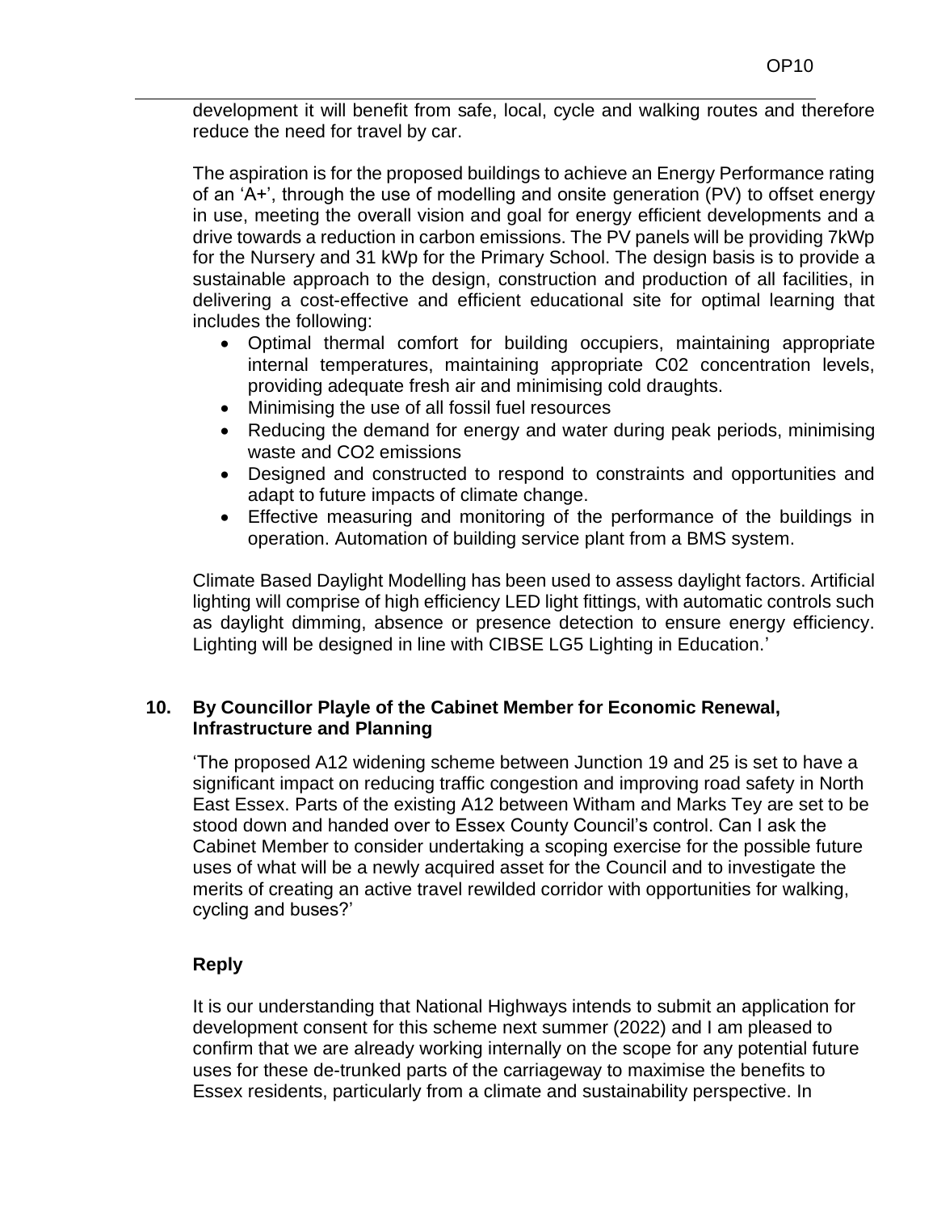development it will benefit from safe, local, cycle and walking routes and therefore reduce the need for travel by car.

The aspiration is for the proposed buildings to achieve an Energy Performance rating of an 'A+', through the use of modelling and onsite generation (PV) to offset energy in use, meeting the overall vision and goal for energy efficient developments and a drive towards a reduction in carbon emissions. The PV panels will be providing 7kWp for the Nursery and 31 kWp for the Primary School. The design basis is to provide a sustainable approach to the design, construction and production of all facilities, in delivering a cost-effective and efficient educational site for optimal learning that includes the following:

- Optimal thermal comfort for building occupiers, maintaining appropriate internal temperatures, maintaining appropriate C02 concentration levels, providing adequate fresh air and minimising cold draughts.
- Minimising the use of all fossil fuel resources
- Reducing the demand for energy and water during peak periods, minimising waste and CO2 emissions
- Designed and constructed to respond to constraints and opportunities and adapt to future impacts of climate change.
- Effective measuring and monitoring of the performance of the buildings in operation. Automation of building service plant from a BMS system.

Climate Based Daylight Modelling has been used to assess daylight factors. Artificial lighting will comprise of high efficiency LED light fittings, with automatic controls such as daylight dimming, absence or presence detection to ensure energy efficiency. Lighting will be designed in line with CIBSE LG5 Lighting in Education.'

## 10. By Councillor Playle of the Cabinet Member for Economic Renewal, Infrastructure and Planning

'The proposed A12 widening scheme between Junction 19 and 25 is set to have a significant impact on reducing traffic congestion and improving road safety in North East Essex. Parts of the existing A12 between Witham and Marks Tey are set to be stood down and handed over to Essex County Council's control. Can I ask the Cabinet Member to consider undertaking a scoping exercise for the possible future uses of what will be a newly acquired asset for the Council and to investigate the merits of creating an active travel rewilded corridor with opportunities for walking, cycling and buses?'

### Reply

It is our understanding that National Highways intends to submit an application for development consent for this scheme next summer (2022) and I am pleased to confirm that we are already working internally on the scope for any potential future uses for these de-trunked parts of the carriageway to maximise the benefits to Essex residents, particularly from a climate and sustainability perspective. In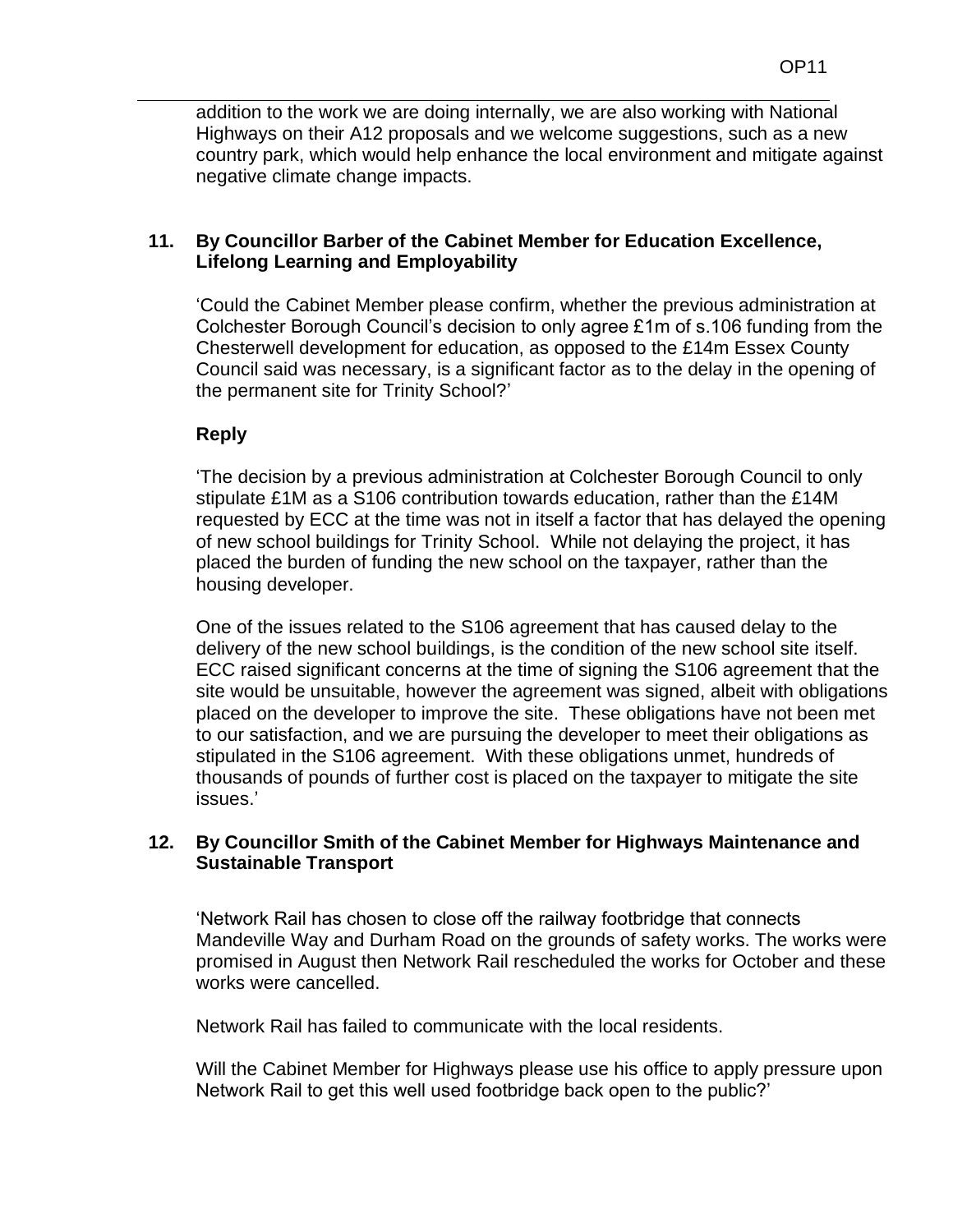addition to the work we are doing internally, we are also working with National Highways on their A12 proposals and we welcome suggestions, such as a new country park, which would help enhance the local environment and mitigate against negative climate change impacts.

**11. By Councillor Barber of the Cabinet Member for Education Excellence, Lifelong Learning and Employability**

'Could the Cabinet Member please confirm, whether the previous administration at Colchester Borough Council's decision to only agree £1m of s.106 funding from the Chesterwell development for education, as opposed to the £14m Essex County Council said was necessary, is a significant factor as to the delay in the opening of the permanent site for Trinity School?'

**Reply**

'The decision by a previous administration at Colchester Borough Council to only stipulate £1M as a S106 contribution towards education, rather than the £14M requested by ECC at the time was not in itself a factor that has delayed the opening of new school buildings for Trinity School. While not delaying the project, it has placed the burden of funding the new school on the taxpayer, rather than the housing developer.

One of the issues related to the S106 agreement that has caused delay to the delivery of the new school buildings, is the condition of the new school site itself. ECC raised significant concerns at the time of signing the S106 agreement that the site would be unsuitable, however the agreement was signed, albeit with obligations placed on the developer to improve the site. These obligations have not been met to our satisfaction, and we are pursuing the developer to meet their obligations as stipulated in the S106 agreement. With these obligations unmet, hundreds of thousands of pounds of further cost is placed on the taxpayer to mitigate the site issues.'

**12. By Councillor Smith of the Cabinet Member for Highways Maintenance and Sustainable Transport**

'Network Rail has chosen to close off the railway footbridge that connects Mandeville Way and Durham Road on the grounds of safety works. The works were promised in August then Network Rail rescheduled the works for October and these works were cancelled.

Network Rail has failed to communicate with the local residents.

Will the Cabinet Member for Highways please use his office to apply pressure upon Network Rail to get this well used footbridge back open to the public?'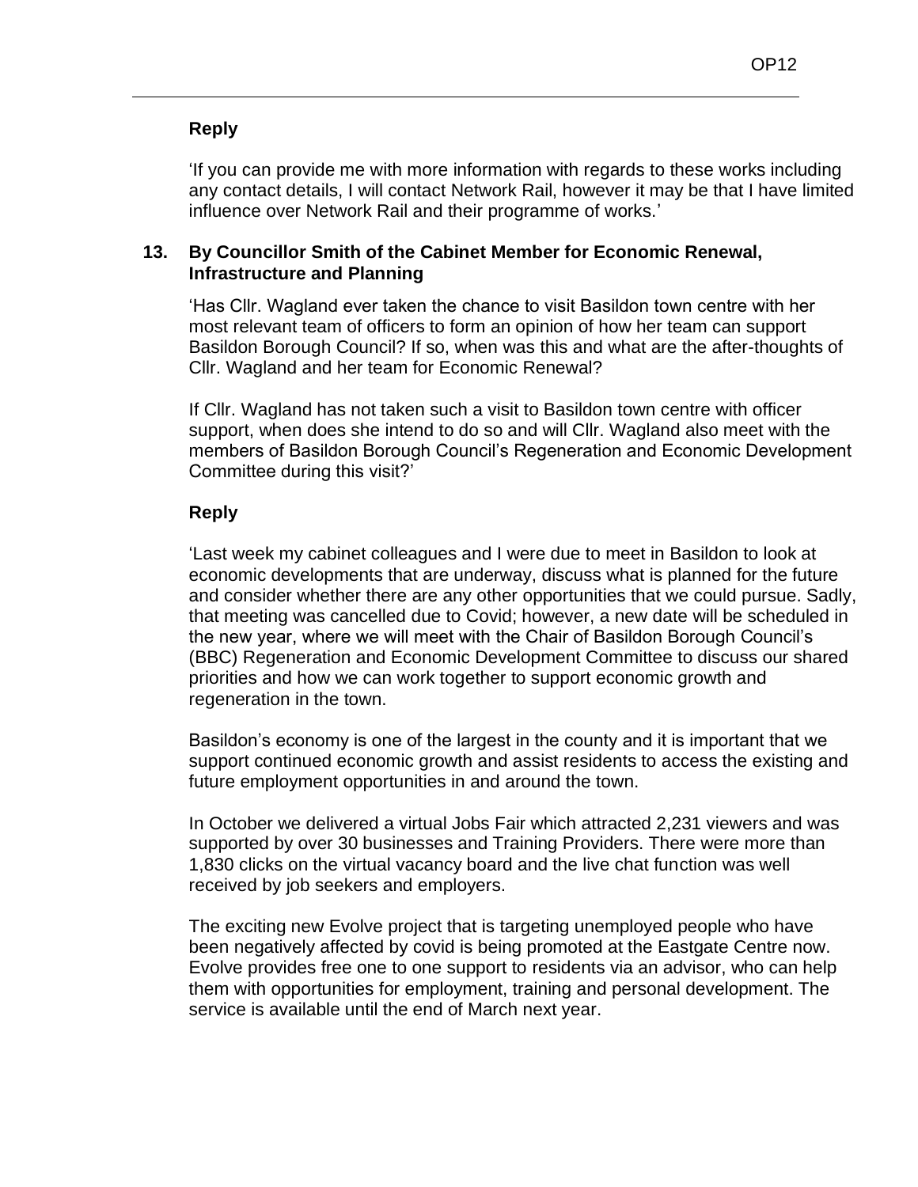**Reply**

'If you can provide me with more information with regards to these works including any contact details, I will contact Network Rail, however it may be that I have limited influence over Network Rail and their programme of works.'

**13. By Councillor Smith of the Cabinet Member for Economic Renewal, Infrastructure and Planning**

'Has Cllr. Wagland ever taken the chance to visit Basildon town centre with her most relevant team of officers to form an opinion of how her team can support Basildon Borough Council? If so, when was this and what are the after-thoughts of Cllr. Wagland and her team for Economic Renewal?

If Cllr. Wagland has not taken such a visit to Basildon town centre with officer support, when does she intend to do so and will Cllr. Wagland also meet with the members of Basildon Borough Council's Regeneration and Economic Development Committee during this visit?'

**Reply**

'Last week my cabinet colleagues and I were due to meet in Basildon to look at economic developments that are underway, discuss what is planned for the future and consider whether there are any other opportunities that we could pursue. Sadly, that meeting was cancelled due to Covid; however, a new date will be scheduled in the new year, where we will meet with the Chair of Basildon Borough Council's (BBC) Regeneration and Economic Development Committee to discuss our shared priorities and how we can work together to support economic growth and regeneration in the town.

Basildon's economy is one of the largest in the county and it is important that we support continued economic growth and assist residents to access the existing and future employment opportunities in and around the town.

In October we delivered a virtual Jobs Fair which attracted 2,231 viewers and was supported by over 30 businesses and Training Providers. There were more than 1,830 clicks on the virtual vacancy board and the live chat function was well received by job seekers and employers.

The exciting new Evolve project that is targeting unemployed people who have been negatively affected by covid is being promoted at the Eastgate Centre now. Evolve provides free one to one support to residents via an advisor, who can help them with opportunities for employment, training and personal development. The service is available until the end of March next year.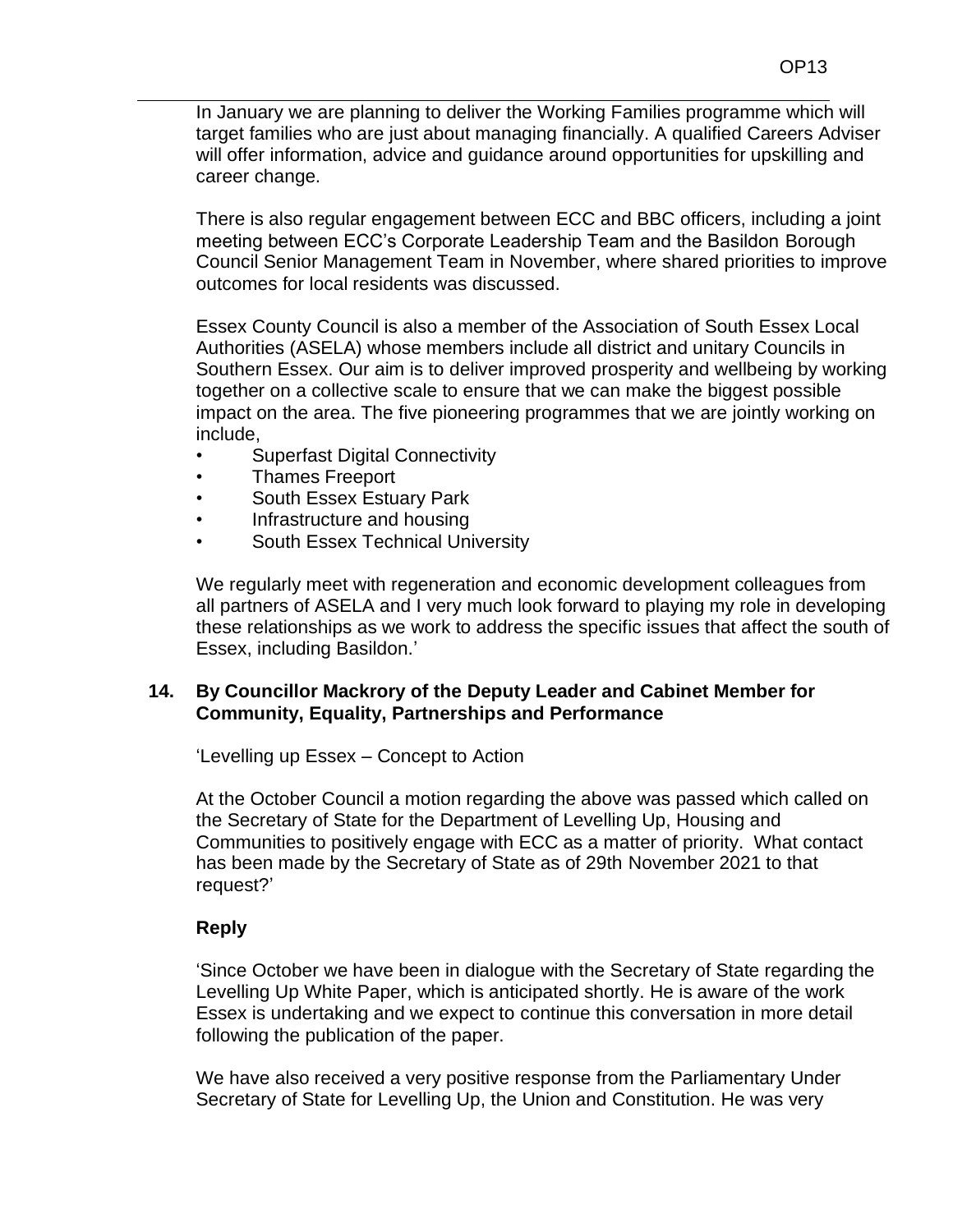In January we are planning to deliver the Working Families programme which will target families who are just about managing financially. A qualified Careers Adviser will offer information, advice and guidance around opportunities for upskilling and career change.

There is also regular engagement between ECC and BBC officers, including a joint meeting between ECC's Corporate Leadership Team and the Basildon Borough Council Senior Management Team in November, where shared priorities to improve outcomes for local residents was discussed.

Essex County Council is also a member of the Association of South Essex Local Authorities (ASELA) whose members include all district and unitary Councils in Southern Essex. Our aim is to deliver improved prosperity and wellbeing by working together on a collective scale to ensure that we can make the biggest possible impact on the area. The five pioneering programmes that we are jointly working on include,

- Superfast Digital Connectivity
- Thames Freeport
- South Essex Estuary Park
- Infrastructure and housing
- South Essex Technical University

We regularly meet with regeneration and economic development colleagues from all partners of ASELA and I very much look forward to playing my role in developing these relationships as we work to address the specific issues that affect the south of Essex, including Basildon.'

**14. By Councillor Mackrory of the Deputy Leader and Cabinet Member for Community, Equality, Partnerships and Performance**

'Levelling up Essex – Concept to Action

At the October Council a motion regarding the above was passed which called on the Secretary of State for the Department of Levelling Up, Housing and Communities to positively engage with ECC as a matter of priority. What contact has been made by the Secretary of State as of 29th November 2021 to that request?'

**Reply**

'Since October we have been in dialogue with the Secretary of State regarding the Levelling Up White Paper, which is anticipated shortly. He is aware of the work Essex is undertaking and we expect to continue this conversation in more detail following the publication of the paper.

We have also received a very positive response from the Parliamentary Under Secretary of State for Levelling Up, the Union and Constitution. He was very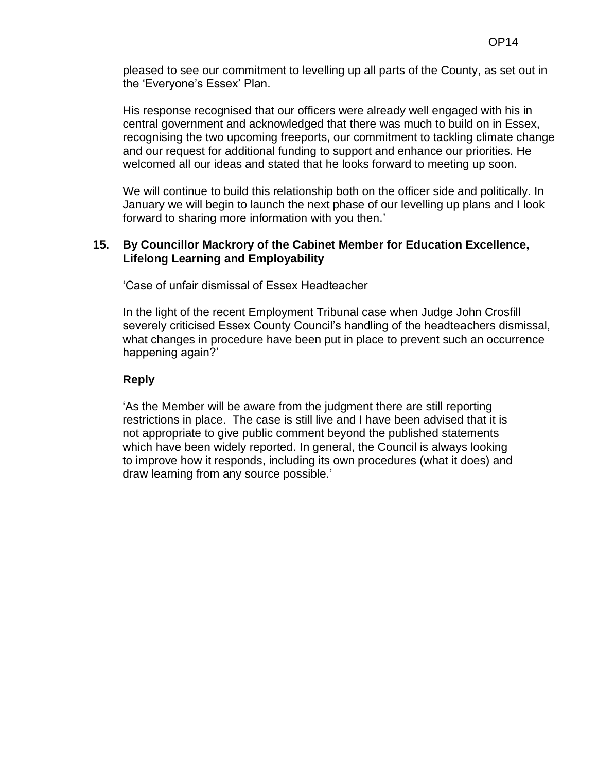pleased to see our commitment to levelling up all parts of the County, as set out in the 'Everyone's Essex' Plan.

His response recognised that our officers were already well engaged with his in central government and acknowledged that there was much to build on in Essex, recognising the two upcoming freeports, our commitment to tackling climate change and our request for additional funding to support and enhance our priorities. He welcomed all our ideas and stated that he looks forward to meeting up soon.

We will continue to build this relationship both on the officer side and politically. In January we will begin to launch the next phase of our levelling up plans and I look forward to sharing more information with you then.'

**15. By Councillor Mackrory of the Cabinet Member for Education Excellence, Lifelong Learning and Employability**

'Case of unfair dismissal of Essex Headteacher

In the light of the recent Employment Tribunal case when Judge John Crosfill severely criticised Essex County Council's handling of the headteachers dismissal, what changes in procedure have been put in place to prevent such an occurrence happening again?'

**Reply**

'As the Member will be aware from the judgment there are still reporting restrictions in place. The case is still live and I have been advised that it is not appropriate to give public comment beyond the published statements which have been widely reported. In general, the Council is always looking to improve how it responds, including its own procedures (what it does) and draw learning from any source possible.'